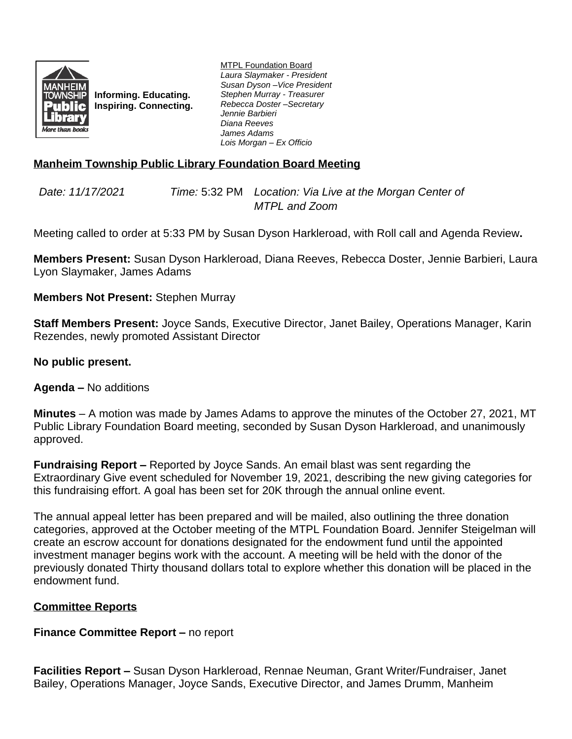Informing. Educating.
Inspiring. Connecting.

MTPL Foundation Board
*Laura Slaymaker - President*
*Susan Dyson –Vice President*
*Stephen Murray - Treasurer*
*Rebecca Doster –Secretary*
*Jennie Barbieri*
*Diana Reeves*
*James Adams*
*Lois Morgan – Ex Officio*

## Manheim Township Public Library Foundation Board Meeting

*Date: 11/17/2021* *Time:* 5:32 PM *Location: Via Live at the Morgan Center of MTPL and Zoom*

Meeting called to order at 5:33 PM by Susan Dyson Harkleroad, with Roll call and Agenda Review**.**

**Members Present:** Susan Dyson Harkleroad, Diana Reeves, Rebecca Doster, Jennie Barbieri, Laura Lyon Slaymaker, James Adams

**Members Not Present:** Stephen Murray

**Staff Members Present:** Joyce Sands, Executive Director, Janet Bailey, Operations Manager, Karin Rezendes, newly promoted Assistant Director

**No public present.**

**Agenda –** No additions

**Minutes** – A motion was made by James Adams to approve the minutes of the October 27, 2021, MT Public Library Foundation Board meeting, seconded by Susan Dyson Harkleroad, and unanimously approved.

**Fundraising Report –** Reported by Joyce Sands. An email blast was sent regarding the Extraordinary Give event scheduled for November 19, 2021, describing the new giving categories for this fundraising effort. A goal has been set for 20K through the annual online event.

The annual appeal letter has been prepared and will be mailed, also outlining the three donation categories, approved at the October meeting of the MTPL Foundation Board. Jennifer Steigelman will create an escrow account for donations designated for the endowment fund until the appointed investment manager begins work with the account. A meeting will be held with the donor of the previously donated Thirty thousand dollars total to explore whether this donation will be placed in the endowment fund.

### Committee Reports

**Finance Committee Report –** no report

**Facilities Report –** Susan Dyson Harkleroad, Rennae Neuman, Grant Writer/Fundraiser, Janet Bailey, Operations Manager, Joyce Sands, Executive Director, and James Drumm, Manheim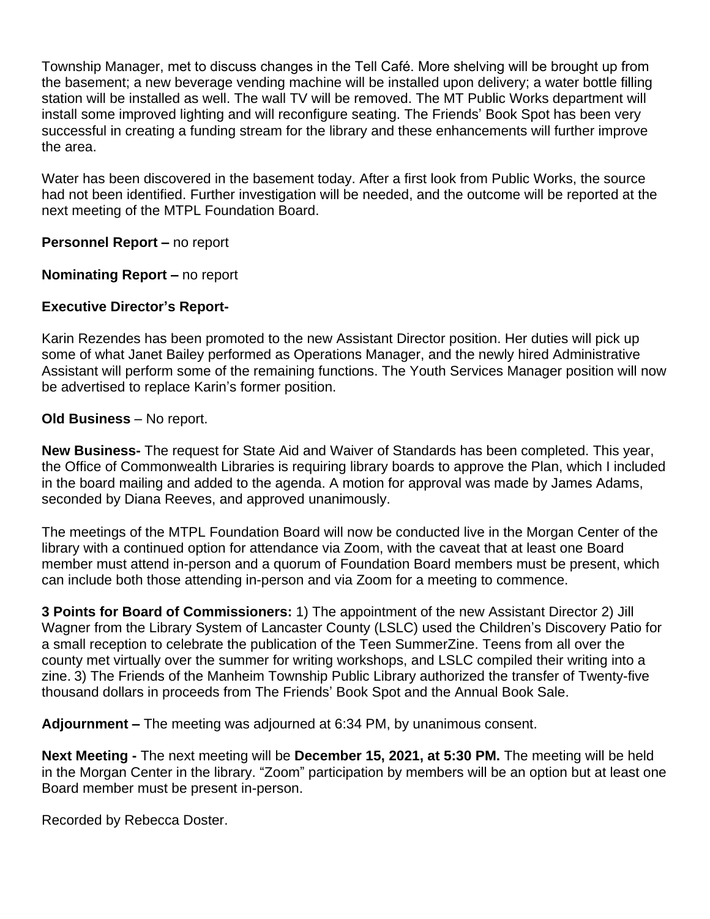Township Manager, met to discuss changes in the Tell Café. More shelving will be brought up from the basement; a new beverage vending machine will be installed upon delivery; a water bottle filling station will be installed as well. The wall TV will be removed. The MT Public Works department will install some improved lighting and will reconfigure seating. The Friends' Book Spot has been very successful in creating a funding stream for the library and these enhancements will further improve the area.

Water has been discovered in the basement today. After a first look from Public Works, the source had not been identified. Further investigation will be needed, and the outcome will be reported at the next meeting of the MTPL Foundation Board.

**Personnel Report –** no report

**Nominating Report –** no report

**Executive Director's Report-**

Karin Rezendes has been promoted to the new Assistant Director position. Her duties will pick up some of what Janet Bailey performed as Operations Manager, and the newly hired Administrative Assistant will perform some of the remaining functions. The Youth Services Manager position will now be advertised to replace Karin's former position.

**Old Business** – No report.

**New Business-** The request for State Aid and Waiver of Standards has been completed. This year, the Office of Commonwealth Libraries is requiring library boards to approve the Plan, which I included in the board mailing and added to the agenda. A motion for approval was made by James Adams, seconded by Diana Reeves, and approved unanimously.

The meetings of the MTPL Foundation Board will now be conducted live in the Morgan Center of the library with a continued option for attendance via Zoom, with the caveat that at least one Board member must attend in-person and a quorum of Foundation Board members must be present, which can include both those attending in-person and via Zoom for a meeting to commence.

**3 Points for Board of Commissioners:** 1) The appointment of the new Assistant Director 2) Jill Wagner from the Library System of Lancaster County (LSLC) used the Children's Discovery Patio for a small reception to celebrate the publication of the Teen SummerZine. Teens from all over the county met virtually over the summer for writing workshops, and LSLC compiled their writing into a zine. 3) The Friends of the Manheim Township Public Library authorized the transfer of Twenty-five thousand dollars in proceeds from The Friends' Book Spot and the Annual Book Sale.

**Adjournment –** The meeting was adjourned at 6:34 PM, by unanimous consent.

**Next Meeting -** The next meeting will be **December 15, 2021, at 5:30 PM.** The meeting will be held in the Morgan Center in the library. "Zoom" participation by members will be an option but at least one Board member must be present in-person.

Recorded by Rebecca Doster.